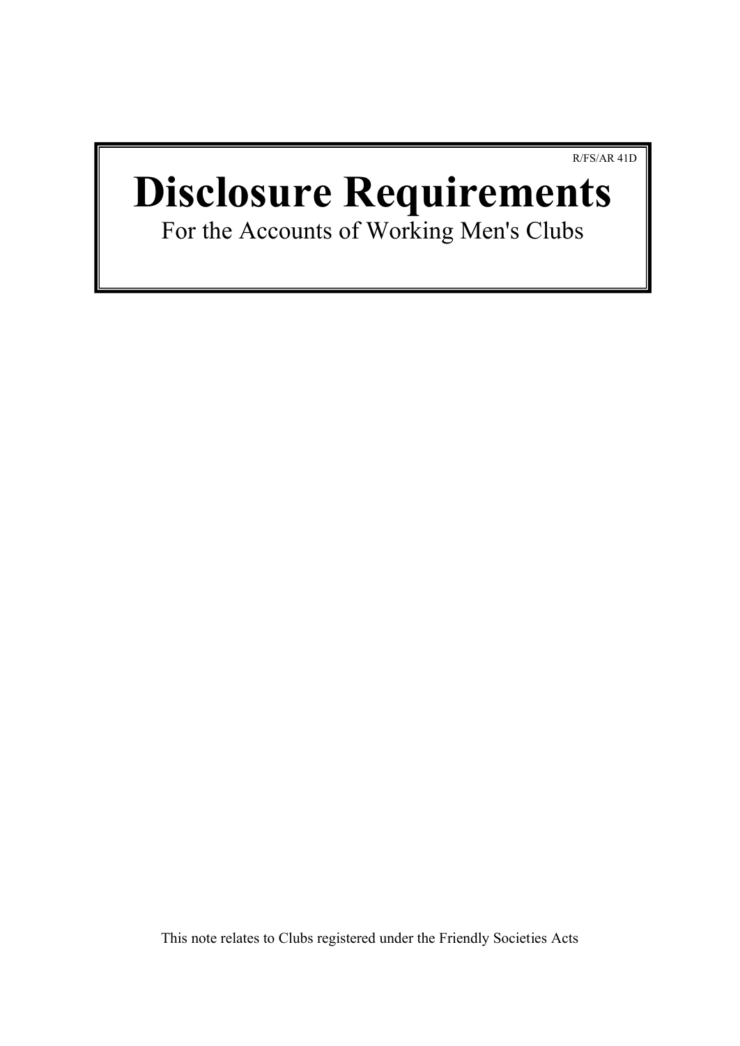R/FS/AR 41D

# Disclosure Requirements

For the Accounts of Working Men's Clubs

This note relates to Clubs registered under the Friendly Societies Acts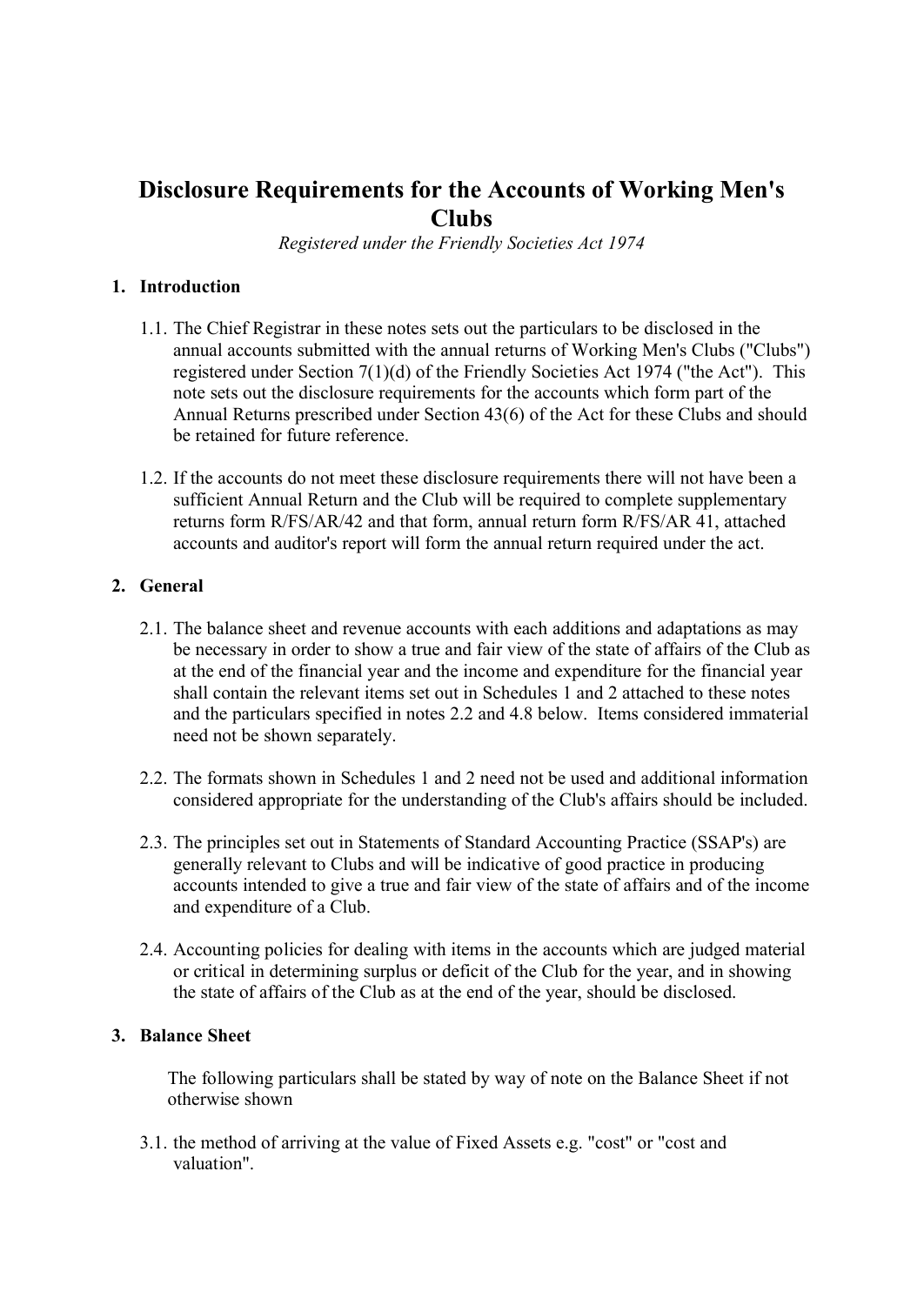# Disclosure Requirements for the Accounts of Working Men's Clubs

*Registered under the Friendly Societies Act 1974*

## 1. Introduction

1.1. The Chief Registrar in these notes sets out the particulars to be disclosed in the annual accounts submitted with the annual returns of Working Men's Clubs ("Clubs") registered under Section 7(1)(d) of the Friendly Societies Act 1974 ("the Act"). This note sets out the disclosure requirements for the accounts which form part of the Annual Returns prescribed under Section 43(6) of the Act for these Clubs and should be retained for future reference.

1.2. If the accounts do not meet these disclosure requirements there will not have been a sufficient Annual Return and the Club will be required to complete supplementary returns form R/FS/AR/42 and that form, annual return form R/FS/AR 41, attached accounts and auditor's report will form the annual return required under the act.

## 2. General

2.1. The balance sheet and revenue accounts with each additions and adaptations as may be necessary in order to show a true and fair view of the state of affairs of the Club as at the end of the financial year and the income and expenditure for the financial year shall contain the relevant items set out in Schedules 1 and 2 attached to these notes and the particulars specified in notes 2.2 and 4.8 below. Items considered immaterial need not be shown separately.

2.2. The formats shown in Schedules 1 and 2 need not be used and additional information considered appropriate for the understanding of the Club's affairs should be included.

2.3. The principles set out in Statements of Standard Accounting Practice (SSAP's) are generally relevant to Clubs and will be indicative of good practice in producing accounts intended to give a true and fair view of the state of affairs and of the income and expenditure of a Club.

2.4. Accounting policies for dealing with items in the accounts which are judged material or critical in determining surplus or deficit of the Club for the year, and in showing the state of affairs of the Club as at the end of the year, should be disclosed.

## 3. Balance Sheet

The following particulars shall be stated by way of note on the Balance Sheet if not otherwise shown

3.1. the method of arriving at the value of Fixed Assets e.g. "cost" or "cost and valuation".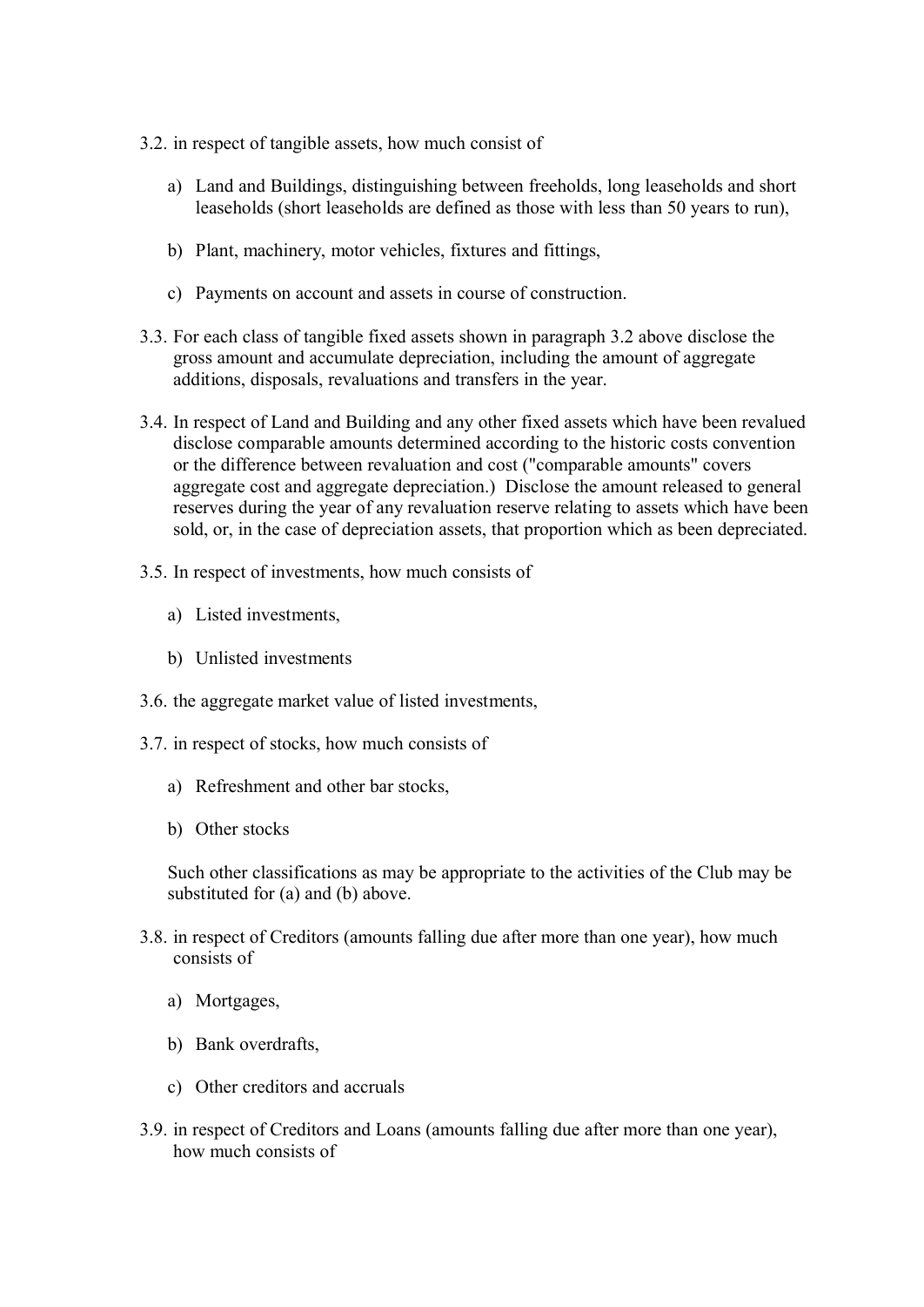3.2. in respect of tangible assets, how much consist of

   a) Land and Buildings, distinguishing between freeholds, long leaseholds and short leaseholds (short leaseholds are defined as those with less than 50 years to run),

   b) Plant, machinery, motor vehicles, fixtures and fittings,

   c) Payments on account and assets in course of construction.

3.3. For each class of tangible fixed assets shown in paragraph 3.2 above disclose the gross amount and accumulate depreciation, including the amount of aggregate additions, disposals, revaluations and transfers in the year.

3.4. In respect of Land and Building and any other fixed assets which have been revalued disclose comparable amounts determined according to the historic costs convention or the difference between revaluation and cost ("comparable amounts" covers aggregate cost and aggregate depreciation.) Disclose the amount released to general reserves during the year of any revaluation reserve relating to assets which have been sold, or, in the case of depreciation assets, that proportion which as been depreciated.

3.5. In respect of investments, how much consists of

   a) Listed investments,

   b) Unlisted investments

3.6. the aggregate market value of listed investments,

3.7. in respect of stocks, how much consists of

   a) Refreshment and other bar stocks,

   b) Other stocks

   Such other classifications as may be appropriate to the activities of the Club may be substituted for (a) and (b) above.

3.8. in respect of Creditors (amounts falling due after more than one year), how much consists of

   a) Mortgages,

   b) Bank overdrafts,

   c) Other creditors and accruals

3.9. in respect of Creditors and Loans (amounts falling due after more than one year), how much consists of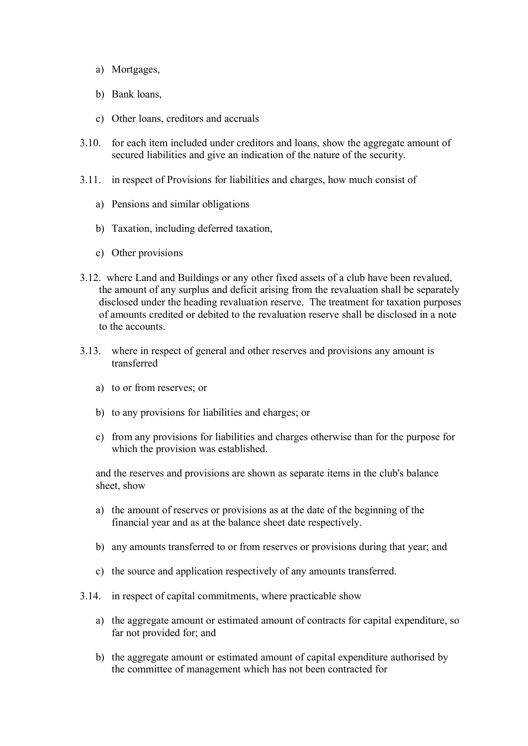a) Mortgages,

b) Bank loans,

c) Other loans, creditors and accruals

3.10. for each item included under creditors and loans, show the aggregate amount of secured liabilities and give an indication of the nature of the security.

3.11. in respect of Provisions for liabilities and charges, how much consist of

a) Pensions and similar obligations

b) Taxation, including deferred taxation,

c) Other provisions

3.12. where Land and Buildings or any other fixed assets of a club have been revalued, the amount of any surplus and deficit arising from the revaluation shall be separately disclosed under the heading revaluation reserve. The treatment for taxation purposes of amounts credited or debited to the revaluation reserve shall be disclosed in a note to the accounts.

3.13. where in respect of general and other reserves and provisions any amount is transferred

a) to or from reserves; or

b) to any provisions for liabilities and charges; or

c) from any provisions for liabilities and charges otherwise than for the purpose for which the provision was established.

and the reserves and provisions are shown as separate items in the club's balance sheet, show

a) the amount of reserves or provisions as at the date of the beginning of the financial year and as at the balance sheet date respectively.

b) any amounts transferred to or from reserves or provisions during that year; and

c) the source and application respectively of any amounts transferred.

3.14. in respect of capital commitments, where practicable show

a) the aggregate amount or estimated amount of contracts for capital expenditure, so far not provided for; and

b) the aggregate amount or estimated amount of capital expenditure authorised by the committee of management which has not been contracted for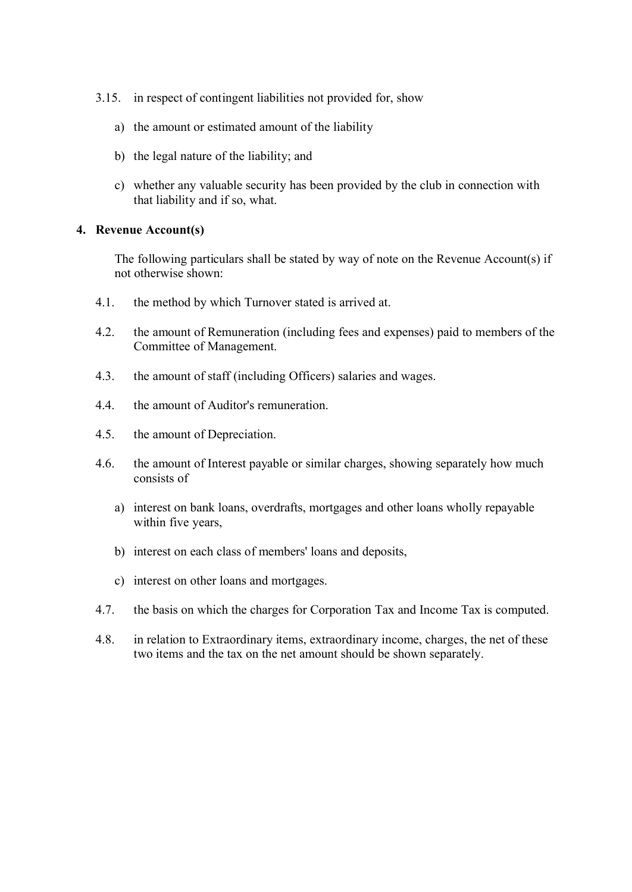3.15. in respect of contingent liabilities not provided for, show

a) the amount or estimated amount of the liability

b) the legal nature of the liability; and

c) whether any valuable security has been provided by the club in connection with that liability and if so, what.

## 4. Revenue Account(s)

The following particulars shall be stated by way of note on the Revenue Account(s) if not otherwise shown:

4.1. the method by which Turnover stated is arrived at.

4.2. the amount of Remuneration (including fees and expenses) paid to members of the Committee of Management.

4.3. the amount of staff (including Officers) salaries and wages.

4.4. the amount of Auditor's remuneration.

4.5. the amount of Depreciation.

4.6. the amount of Interest payable or similar charges, showing separately how much consists of

a) interest on bank loans, overdrafts, mortgages and other loans wholly repayable within five years,

b) interest on each class of members' loans and deposits,

c) interest on other loans and mortgages.

4.7. the basis on which the charges for Corporation Tax and Income Tax is computed.

4.8. in relation to Extraordinary items, extraordinary income, charges, the net of these two items and the tax on the net amount should be shown separately.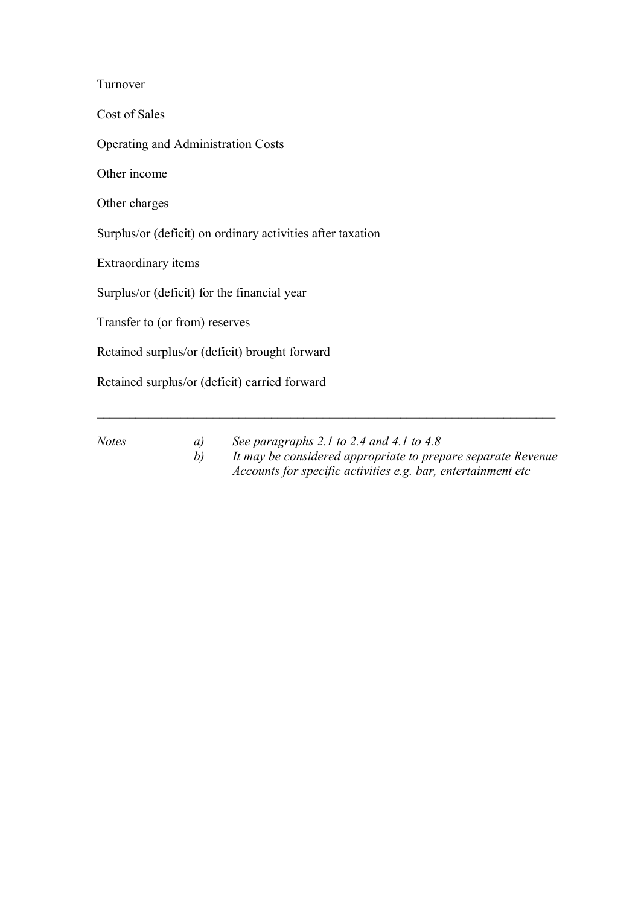Turnover

Cost of Sales

Operating and Administration Costs

Other income

Other charges

Surplus/or (deficit) on ordinary activities after taxation

Extraordinary items

Surplus/or (deficit) for the financial year

Transfer to (or from) reserves

Retained surplus/or (deficit) brought forward

Retained surplus/or (deficit) carried forward

---

*Notes*

*a) See paragraphs 2.1 to 2.4 and 4.1 to 4.8*

*b) It may be considered appropriate to prepare separate Revenue Accounts for specific activities e.g. bar, entertainment etc*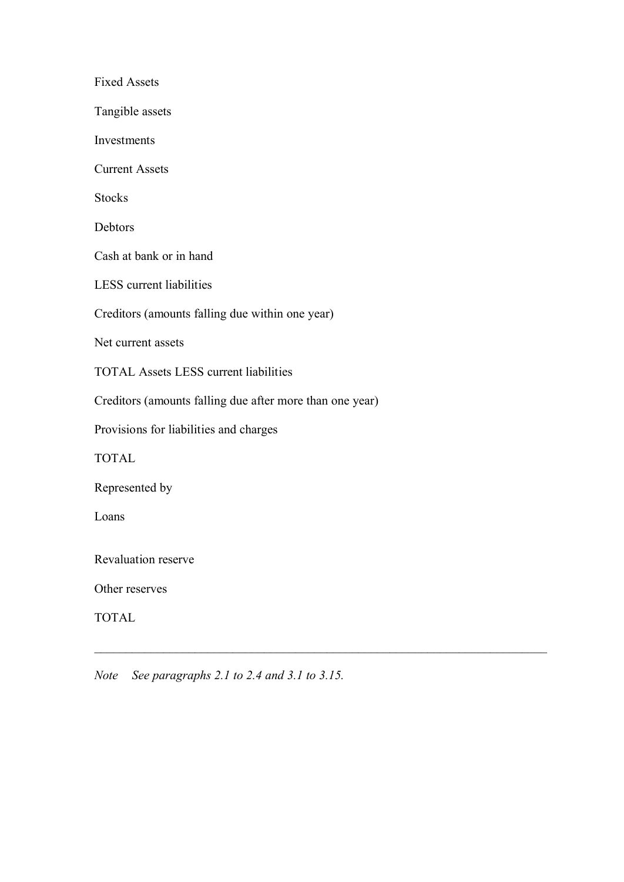Fixed Assets

Tangible assets

Investments

Current Assets

Stocks

Debtors

Cash at bank or in hand

LESS current liabilities

Creditors (amounts falling due within one year)

Net current assets

TOTAL Assets LESS current liabilities

Creditors (amounts falling due after more than one year)

Provisions for liabilities and charges

TOTAL

Represented by

Loans

Revaluation reserve

Other reserves

TOTAL

---

*Note   See paragraphs 2.1 to 2.4 and 3.1 to 3.15.*